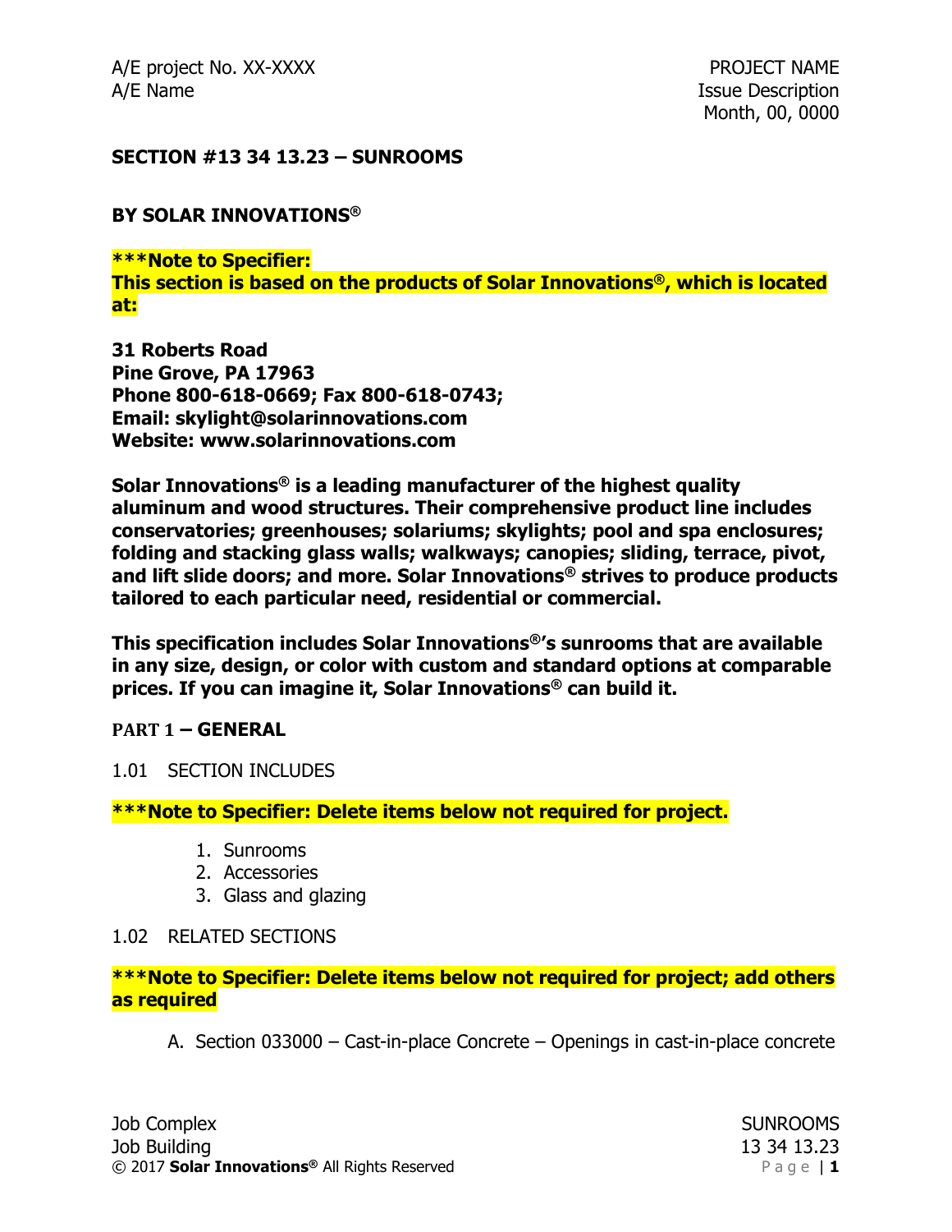# SECTION #13 34 13.23 – SUNROOMS

**BY SOLAR INNOVATIONS®**

**\*\*\*Note to Specifier:**
**This section is based on the products of Solar Innovations®, which is located at:**

**31 Roberts Road**
**Pine Grove, PA 17963**
**Phone 800-618-0669; Fax 800-618-0743;**
**Email: skylight@solarinnovations.com**
**Website: www.solarinnovations.com**

**Solar Innovations® is a leading manufacturer of the highest quality aluminum and wood structures. Their comprehensive product line includes conservatories; greenhouses; solariums; skylights; pool and spa enclosures; folding and stacking glass walls; walkways; canopies; sliding, terrace, pivot, and lift slide doors; and more. Solar Innovations® strives to produce products tailored to each particular need, residential or commercial.**

**This specification includes Solar Innovations®'s sunrooms that are available in any size, design, or color with custom and standard options at comparable prices. If you can imagine it, Solar Innovations® can build it.**

## PART 1 – GENERAL

1.01 SECTION INCLUDES

**\*\*\*Note to Specifier: Delete items below not required for project.**

1. Sunrooms
2. Accessories
3. Glass and glazing

1.02 RELATED SECTIONS

**\*\*\*Note to Specifier: Delete items below not required for project; add others as required**

A. Section 033000 – Cast-in-place Concrete – Openings in cast-in-place concrete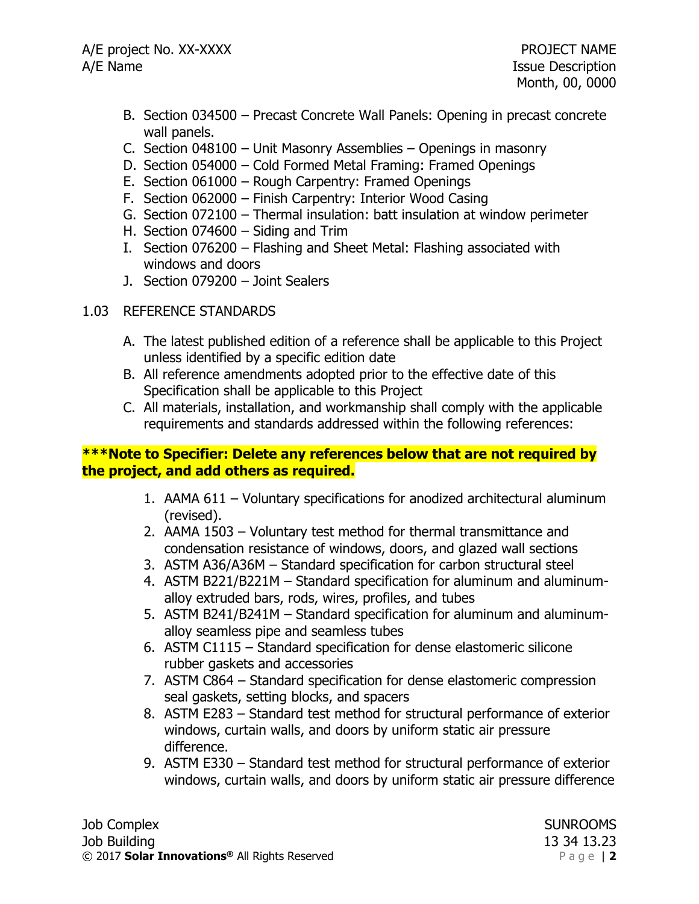B. Section 034500 – Precast Concrete Wall Panels: Opening in precast concrete wall panels.
C. Section 048100 – Unit Masonry Assemblies – Openings in masonry
D. Section 054000 – Cold Formed Metal Framing: Framed Openings
E. Section 061000 – Rough Carpentry: Framed Openings
F. Section 062000 – Finish Carpentry: Interior Wood Casing
G. Section 072100 – Thermal insulation: batt insulation at window perimeter
H. Section 074600 – Siding and Trim
I. Section 076200 – Flashing and Sheet Metal: Flashing associated with windows and doors
J. Section 079200 – Joint Sealers

1.03 REFERENCE STANDARDS

A. The latest published edition of a reference shall be applicable to this Project unless identified by a specific edition date
B. All reference amendments adopted prior to the effective date of this Specification shall be applicable to this Project
C. All materials, installation, and workmanship shall comply with the applicable requirements and standards addressed within the following references:

**\*\*\*Note to Specifier: Delete any references below that are not required by the project, and add others as required.**

1. AAMA 611 – Voluntary specifications for anodized architectural aluminum (revised).
2. AAMA 1503 – Voluntary test method for thermal transmittance and condensation resistance of windows, doors, and glazed wall sections
3. ASTM A36/A36M – Standard specification for carbon structural steel
4. ASTM B221/B221M – Standard specification for aluminum and aluminum-alloy extruded bars, rods, wires, profiles, and tubes
5. ASTM B241/B241M – Standard specification for aluminum and aluminum-alloy seamless pipe and seamless tubes
6. ASTM C1115 – Standard specification for dense elastomeric silicone rubber gaskets and accessories
7. ASTM C864 – Standard specification for dense elastomeric compression seal gaskets, setting blocks, and spacers
8. ASTM E283 – Standard test method for structural performance of exterior windows, curtain walls, and doors by uniform static air pressure difference.
9. ASTM E330 – Standard test method for structural performance of exterior windows, curtain walls, and doors by uniform static air pressure difference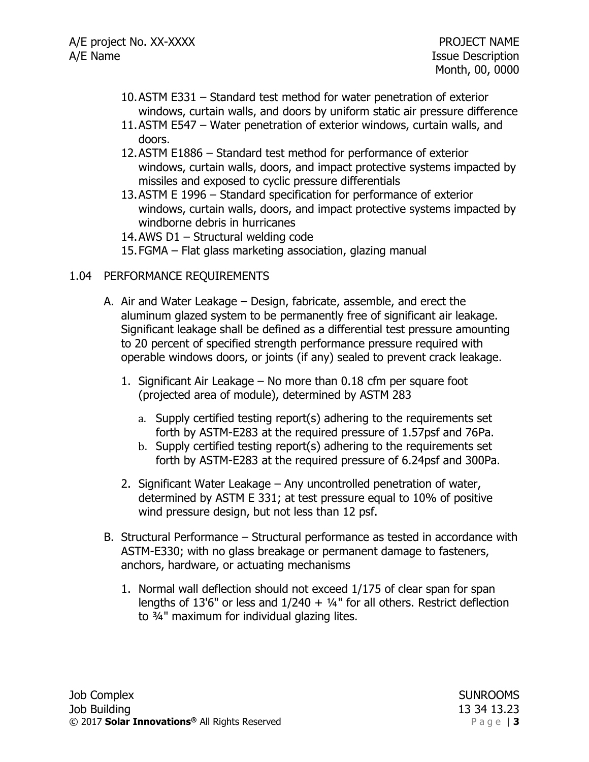10. ASTM E331 – Standard test method for water penetration of exterior windows, curtain walls, and doors by uniform static air pressure difference
11. ASTM E547 – Water penetration of exterior windows, curtain walls, and doors.
12. ASTM E1886 – Standard test method for performance of exterior windows, curtain walls, doors, and impact protective systems impacted by missiles and exposed to cyclic pressure differentials
13. ASTM E 1996 – Standard specification for performance of exterior windows, curtain walls, doors, and impact protective systems impacted by windborne debris in hurricanes
14. AWS D1 – Structural welding code
15. FGMA – Flat glass marketing association, glazing manual

1.04 PERFORMANCE REQUIREMENTS

A. Air and Water Leakage – Design, fabricate, assemble, and erect the aluminum glazed system to be permanently free of significant air leakage. Significant leakage shall be defined as a differential test pressure amounting to 20 percent of specified strength performance pressure required with operable windows doors, or joints (if any) sealed to prevent crack leakage.

   1. Significant Air Leakage – No more than 0.18 cfm per square foot (projected area of module), determined by ASTM 283

      a. Supply certified testing report(s) adhering to the requirements set forth by ASTM-E283 at the required pressure of 1.57psf and 76Pa.
      b. Supply certified testing report(s) adhering to the requirements set forth by ASTM-E283 at the required pressure of 6.24psf and 300Pa.

   2. Significant Water Leakage – Any uncontrolled penetration of water, determined by ASTM E 331; at test pressure equal to 10% of positive wind pressure design, but not less than 12 psf.

B. Structural Performance – Structural performance as tested in accordance with ASTM-E330; with no glass breakage or permanent damage to fasteners, anchors, hardware, or actuating mechanisms

   1. Normal wall deflection should not exceed 1/175 of clear span for span lengths of 13'6" or less and 1/240 + ¼" for all others. Restrict deflection to ¾" maximum for individual glazing lites.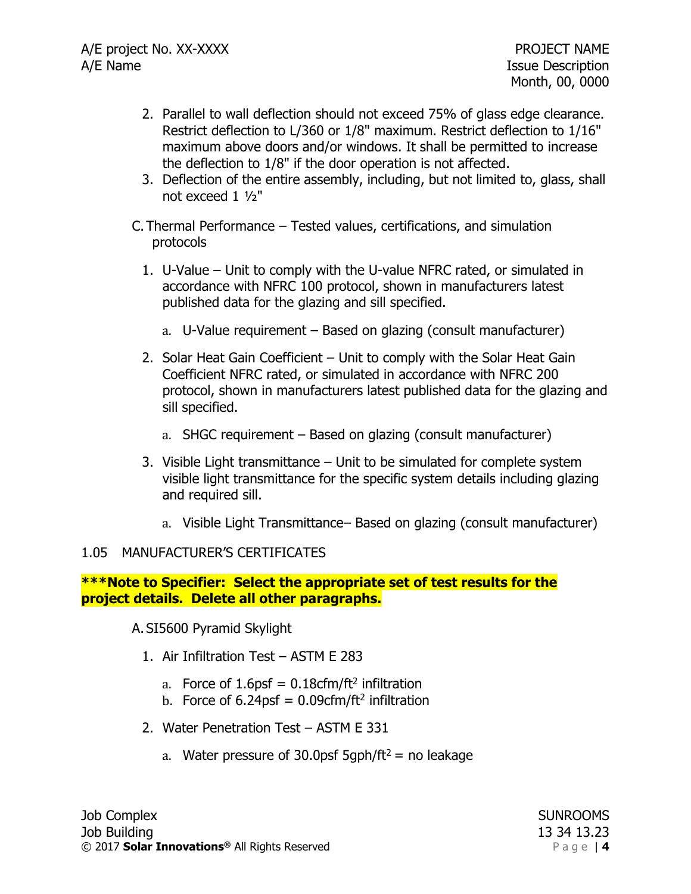2. Parallel to wall deflection should not exceed 75% of glass edge clearance. Restrict deflection to L/360 or 1/8" maximum. Restrict deflection to 1/16" maximum above doors and/or windows. It shall be permitted to increase the deflection to 1/8" if the door operation is not affected.
3. Deflection of the entire assembly, including, but not limited to, glass, shall not exceed 1 ½"

C. Thermal Performance – Tested values, certifications, and simulation protocols

1. U-Value – Unit to comply with the U-value NFRC rated, or simulated in accordance with NFRC 100 protocol, shown in manufacturers latest published data for the glazing and sill specified.
   a. U-Value requirement – Based on glazing (consult manufacturer)
2. Solar Heat Gain Coefficient – Unit to comply with the Solar Heat Gain Coefficient NFRC rated, or simulated in accordance with NFRC 200 protocol, shown in manufacturers latest published data for the glazing and sill specified.
   a. SHGC requirement – Based on glazing (consult manufacturer)
3. Visible Light transmittance – Unit to be simulated for complete system visible light transmittance for the specific system details including glazing and required sill.
   a. Visible Light Transmittance– Based on glazing (consult manufacturer)

1.05 MANUFACTURER'S CERTIFICATES

**\*\*\*Note to Specifier: Select the appropriate set of test results for the project details. Delete all other paragraphs.**

A. SI5600 Pyramid Skylight

1. Air Infiltration Test – ASTM E 283
   a. Force of 1.6psf = 0.18cfm/ft$^2$ infiltration
   b. Force of 6.24psf = 0.09cfm/ft$^2$ infiltration
2. Water Penetration Test – ASTM E 331
   a. Water pressure of 30.0psf 5gph/ft$^2$ = no leakage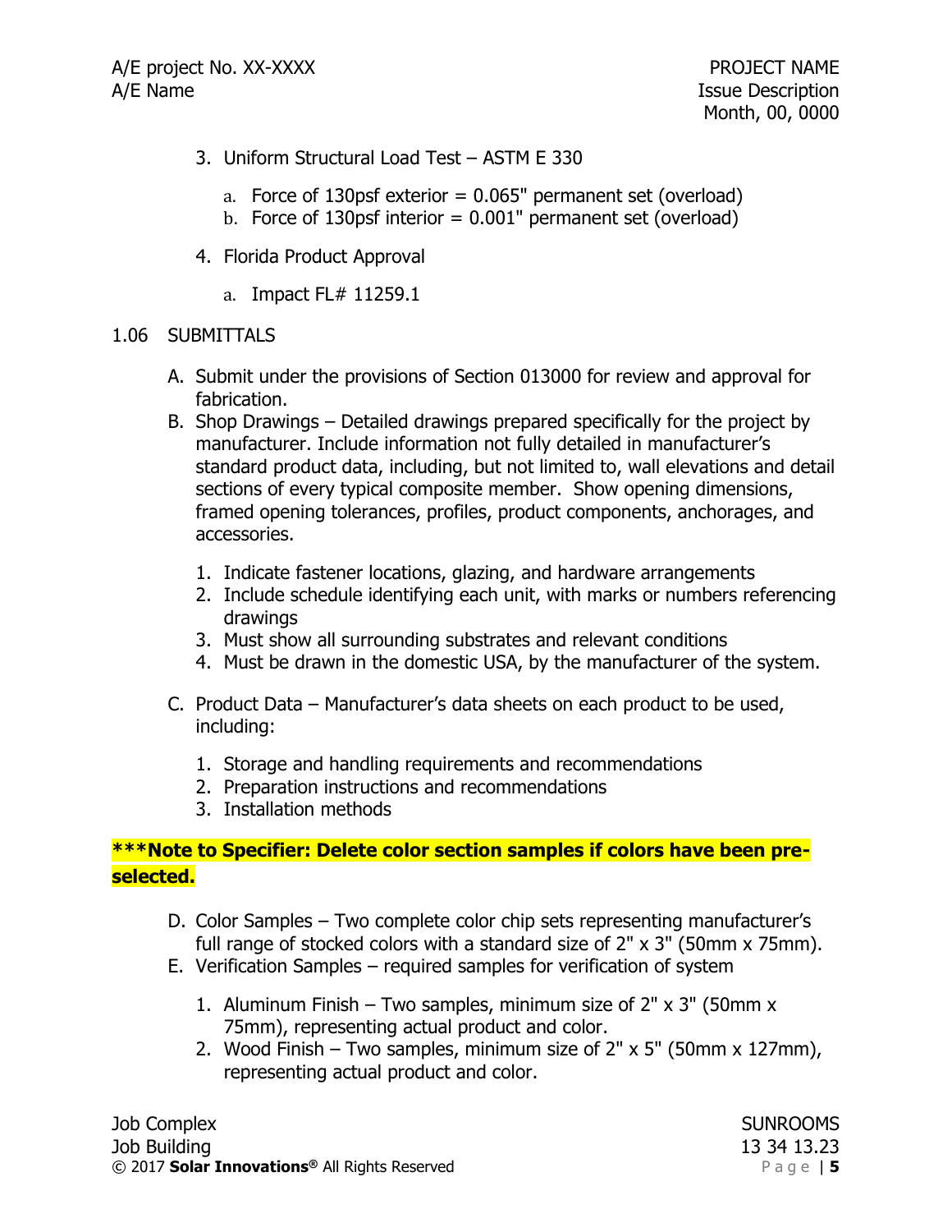3. Uniform Structural Load Test – ASTM E 330

   a. Force of 130psf exterior = 0.065" permanent set (overload)
   b. Force of 130psf interior = 0.001" permanent set (overload)

4. Florida Product Approval

   a. Impact FL# 11259.1

## 1.06 SUBMITTALS

A. Submit under the provisions of Section 013000 for review and approval for fabrication.

B. Shop Drawings – Detailed drawings prepared specifically for the project by manufacturer. Include information not fully detailed in manufacturer's standard product data, including, but not limited to, wall elevations and detail sections of every typical composite member. Show opening dimensions, framed opening tolerances, profiles, product components, anchorages, and accessories.

   1. Indicate fastener locations, glazing, and hardware arrangements
   2. Include schedule identifying each unit, with marks or numbers referencing drawings
   3. Must show all surrounding substrates and relevant conditions
   4. Must be drawn in the domestic USA, by the manufacturer of the system.

C. Product Data – Manufacturer's data sheets on each product to be used, including:

   1. Storage and handling requirements and recommendations
   2. Preparation instructions and recommendations
   3. Installation methods

**\*\*\*Note to Specifier: Delete color section samples if colors have been pre-selected.**

D. Color Samples – Two complete color chip sets representing manufacturer's full range of stocked colors with a standard size of 2" x 3" (50mm x 75mm).

E. Verification Samples – required samples for verification of system

   1. Aluminum Finish – Two samples, minimum size of 2" x 3" (50mm x 75mm), representing actual product and color.
   2. Wood Finish – Two samples, minimum size of 2" x 5" (50mm x 127mm), representing actual product and color.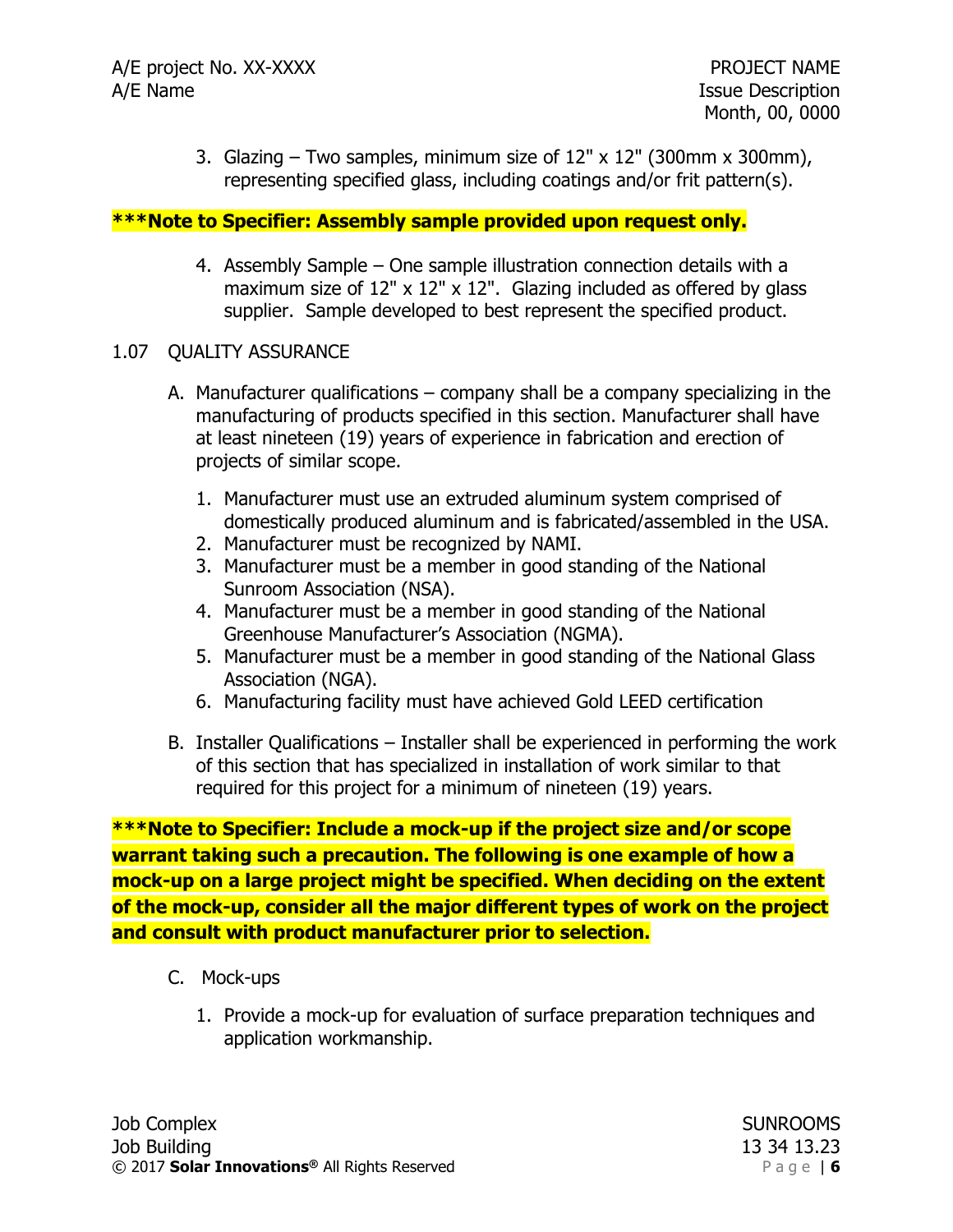3. Glazing – Two samples, minimum size of 12" x 12" (300mm x 300mm), representing specified glass, including coatings and/or frit pattern(s).

**\*\*\*Note to Specifier: Assembly sample provided upon request only.**

4. Assembly Sample – One sample illustration connection details with a maximum size of 12" x 12" x 12". Glazing included as offered by glass supplier. Sample developed to best represent the specified product.

1.07 QUALITY ASSURANCE

A. Manufacturer qualifications – company shall be a company specializing in the manufacturing of products specified in this section. Manufacturer shall have at least nineteen (19) years of experience in fabrication and erection of projects of similar scope.

   1. Manufacturer must use an extruded aluminum system comprised of domestically produced aluminum and is fabricated/assembled in the USA.
   2. Manufacturer must be recognized by NAMI.
   3. Manufacturer must be a member in good standing of the National Sunroom Association (NSA).
   4. Manufacturer must be a member in good standing of the National Greenhouse Manufacturer's Association (NGMA).
   5. Manufacturer must be a member in good standing of the National Glass Association (NGA).
   6. Manufacturing facility must have achieved Gold LEED certification

B. Installer Qualifications – Installer shall be experienced in performing the work of this section that has specialized in installation of work similar to that required for this project for a minimum of nineteen (19) years.

**\*\*\*Note to Specifier: Include a mock-up if the project size and/or scope warrant taking such a precaution. The following is one example of how a mock-up on a large project might be specified. When deciding on the extent of the mock-up, consider all the major different types of work on the project and consult with product manufacturer prior to selection.**

C. Mock-ups

   1. Provide a mock-up for evaluation of surface preparation techniques and application workmanship.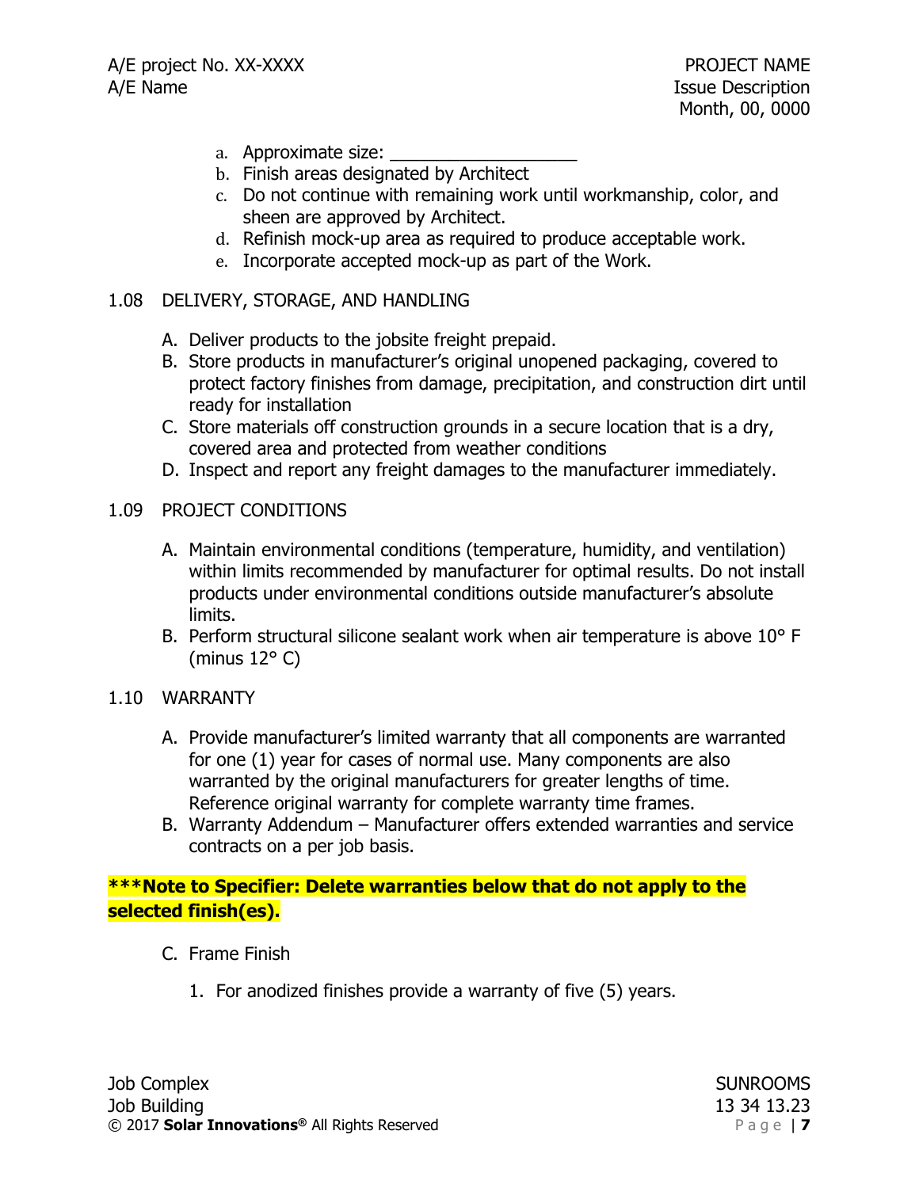a. Approximate size: ___________________
b. Finish areas designated by Architect
c. Do not continue with remaining work until workmanship, color, and sheen are approved by Architect.
d. Refinish mock-up area as required to produce acceptable work.
e. Incorporate accepted mock-up as part of the Work.

## 1.08 DELIVERY, STORAGE, AND HANDLING

A. Deliver products to the jobsite freight prepaid.
B. Store products in manufacturer's original unopened packaging, covered to protect factory finishes from damage, precipitation, and construction dirt until ready for installation
C. Store materials off construction grounds in a secure location that is a dry, covered area and protected from weather conditions
D. Inspect and report any freight damages to the manufacturer immediately.

## 1.09 PROJECT CONDITIONS

A. Maintain environmental conditions (temperature, humidity, and ventilation) within limits recommended by manufacturer for optimal results. Do not install products under environmental conditions outside manufacturer's absolute limits.
B. Perform structural silicone sealant work when air temperature is above 10° F (minus 12° C)

## 1.10 WARRANTY

A. Provide manufacturer's limited warranty that all components are warranted for one (1) year for cases of normal use. Many components are also warranted by the original manufacturers for greater lengths of time. Reference original warranty for complete warranty time frames.
B. Warranty Addendum – Manufacturer offers extended warranties and service contracts on a per job basis.

**\*\*\*Note to Specifier: Delete warranties below that do not apply to the selected finish(es).**

C. Frame Finish

1. For anodized finishes provide a warranty of five (5) years.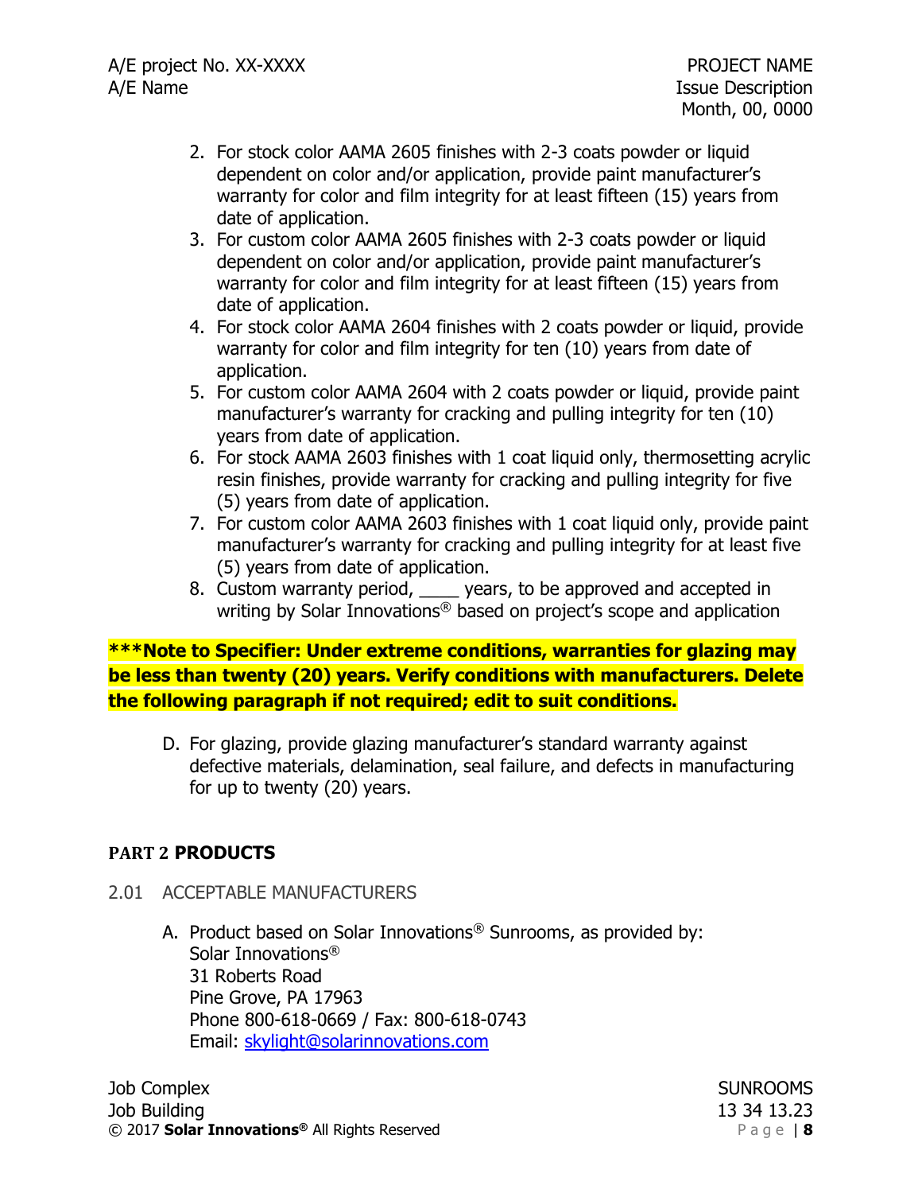2. For stock color AAMA 2605 finishes with 2-3 coats powder or liquid dependent on color and/or application, provide paint manufacturer's warranty for color and film integrity for at least fifteen (15) years from date of application.
3. For custom color AAMA 2605 finishes with 2-3 coats powder or liquid dependent on color and/or application, provide paint manufacturer's warranty for color and film integrity for at least fifteen (15) years from date of application.
4. For stock color AAMA 2604 finishes with 2 coats powder or liquid, provide warranty for color and film integrity for ten (10) years from date of application.
5. For custom color AAMA 2604 with 2 coats powder or liquid, provide paint manufacturer's warranty for cracking and pulling integrity for ten (10) years from date of application.
6. For stock AAMA 2603 finishes with 1 coat liquid only, thermosetting acrylic resin finishes, provide warranty for cracking and pulling integrity for five (5) years from date of application.
7. For custom color AAMA 2603 finishes with 1 coat liquid only, provide paint manufacturer's warranty for cracking and pulling integrity for at least five (5) years from date of application.
8. Custom warranty period, ____ years, to be approved and accepted in writing by Solar Innovations® based on project's scope and application

**\*\*\*Note to Specifier: Under extreme conditions, warranties for glazing may be less than twenty (20) years. Verify conditions with manufacturers. Delete the following paragraph if not required; edit to suit conditions.**

D. For glazing, provide glazing manufacturer's standard warranty against defective materials, delamination, seal failure, and defects in manufacturing for up to twenty (20) years.

## PART 2 PRODUCTS

### 2.01 ACCEPTABLE MANUFACTURERS

A. Product based on Solar Innovations® Sunrooms, as provided by:
Solar Innovations®
31 Roberts Road
Pine Grove, PA 17963
Phone 800-618-0669 / Fax: 800-618-0743
Email: skylight@solarinnovations.com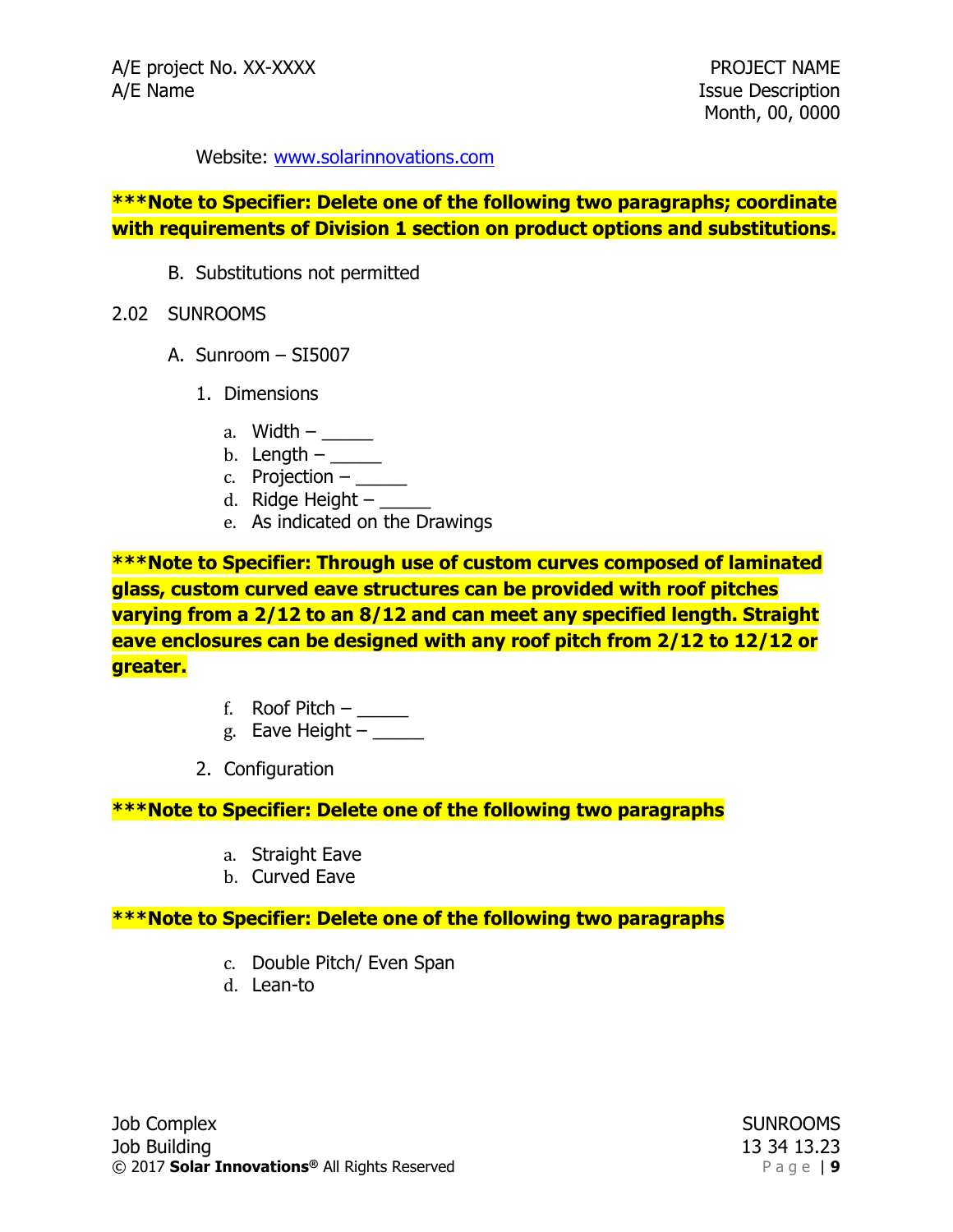Website: www.solarinnovations.com

**\*\*\*Note to Specifier: Delete one of the following two paragraphs; coordinate with requirements of Division 1 section on product options and substitutions.**

B. Substitutions not permitted

2.02 SUNROOMS

A. Sunroom – SI5007

1. Dimensions

   a. Width – _____
   b. Length – _____
   c. Projection – _____
   d. Ridge Height – _____
   e. As indicated on the Drawings

**\*\*\*Note to Specifier: Through use of custom curves composed of laminated glass, custom curved eave structures can be provided with roof pitches varying from a 2/12 to an 8/12 and can meet any specified length. Straight eave enclosures can be designed with any roof pitch from 2/12 to 12/12 or greater.**

   f. Roof Pitch – _____
   g. Eave Height – _____

2. Configuration

**\*\*\*Note to Specifier: Delete one of the following two paragraphs**

   a. Straight Eave
   b. Curved Eave

**\*\*\*Note to Specifier: Delete one of the following two paragraphs**

   c. Double Pitch/ Even Span
   d. Lean-to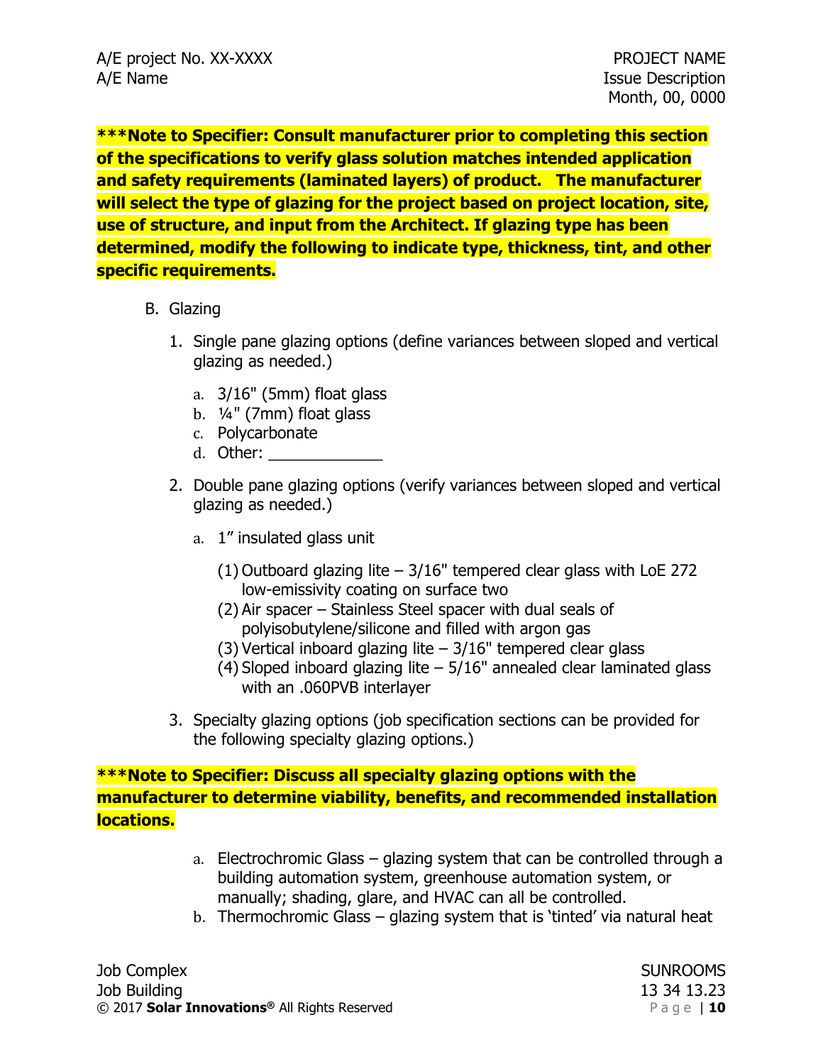**\*\*\*Note to Specifier: Consult manufacturer prior to completing this section of the specifications to verify glass solution matches intended application and safety requirements (laminated layers) of product. The manufacturer will select the type of glazing for the project based on project location, site, use of structure, and input from the Architect. If glazing type has been determined, modify the following to indicate type, thickness, tint, and other specific requirements.**

B. Glazing

1. Single pane glazing options (define variances between sloped and vertical glazing as needed.)

    a. 3/16" (5mm) float glass
    b. ¼" (7mm) float glass
    c. Polycarbonate
    d. Other: _____________

2. Double pane glazing options (verify variances between sloped and vertical glazing as needed.)

    a. 1" insulated glass unit

        (1) Outboard glazing lite – 3/16" tempered clear glass with LoE 272 low-emissivity coating on surface two
        (2) Air spacer – Stainless Steel spacer with dual seals of polyisobutylene/silicone and filled with argon gas
        (3) Vertical inboard glazing lite – 3/16" tempered clear glass
        (4) Sloped inboard glazing lite – 5/16" annealed clear laminated glass with an .060PVB interlayer

3. Specialty glazing options (job specification sections can be provided for the following specialty glazing options.)

**\*\*\*Note to Specifier: Discuss all specialty glazing options with the manufacturer to determine viability, benefits, and recommended installation locations.**

    a. Electrochromic Glass – glazing system that can be controlled through a building automation system, greenhouse automation system, or manually; shading, glare, and HVAC can all be controlled.
    b. Thermochromic Glass – glazing system that is 'tinted' via natural heat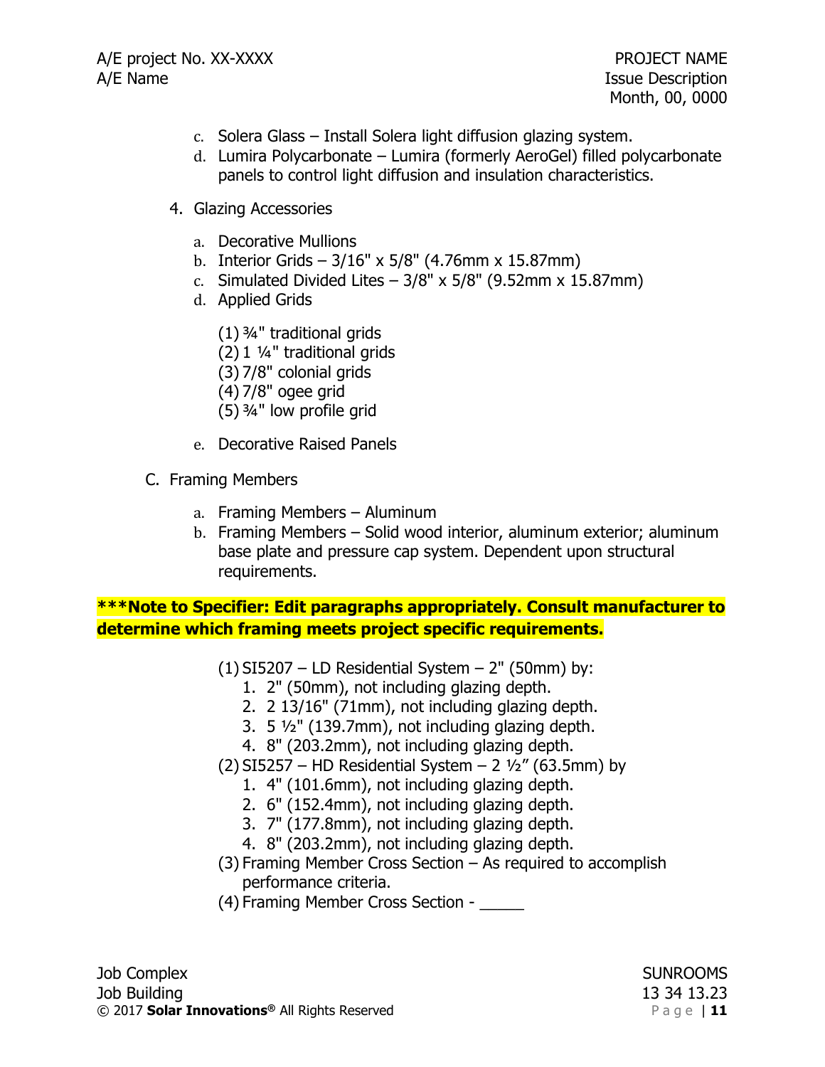c. Solera Glass – Install Solera light diffusion glazing system.
d. Lumira Polycarbonate – Lumira (formerly AeroGel) filled polycarbonate panels to control light diffusion and insulation characteristics.

4. Glazing Accessories

   a. Decorative Mullions
   b. Interior Grids – 3/16" x 5/8" (4.76mm x 15.87mm)
   c. Simulated Divided Lites – 3/8" x 5/8" (9.52mm x 15.87mm)
   d. Applied Grids

      (1) ¾" traditional grids
      (2) 1 ¼" traditional grids
      (3) 7/8" colonial grids
      (4) 7/8" ogee grid
      (5) ¾" low profile grid

   e. Decorative Raised Panels

C. Framing Members

   a. Framing Members – Aluminum
   b. Framing Members – Solid wood interior, aluminum exterior; aluminum base plate and pressure cap system. Dependent upon structural requirements.

**\*\*\*Note to Specifier: Edit paragraphs appropriately. Consult manufacturer to determine which framing meets project specific requirements.**

   (1) SI5207 – LD Residential System – 2" (50mm) by:
      1. 2" (50mm), not including glazing depth.
      2. 2 13/16" (71mm), not including glazing depth.
      3. 5 ½" (139.7mm), not including glazing depth.
      4. 8" (203.2mm), not including glazing depth.
   (2) SI5257 – HD Residential System – 2 ½" (63.5mm) by
      1. 4" (101.6mm), not including glazing depth.
      2. 6" (152.4mm), not including glazing depth.
      3. 7" (177.8mm), not including glazing depth.
      4. 8" (203.2mm), not including glazing depth.
   (3) Framing Member Cross Section – As required to accomplish performance criteria.
   (4) Framing Member Cross Section - _____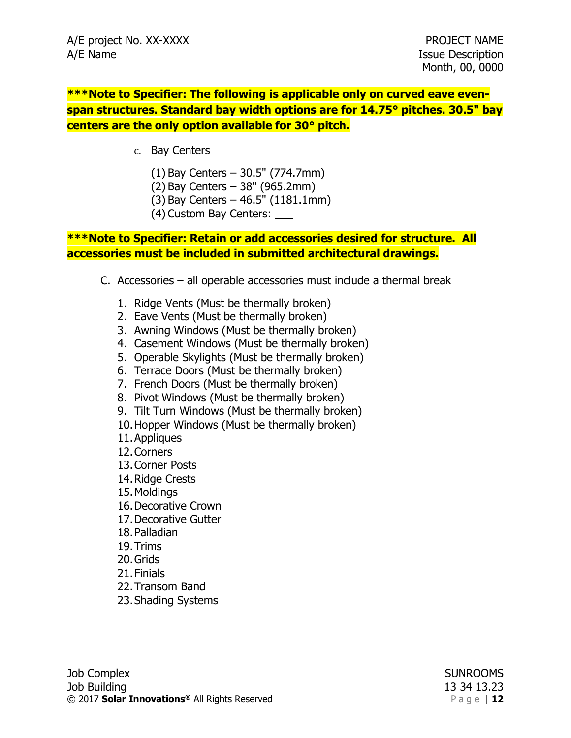**\*\*\*Note to Specifier: The following is applicable only on curved eave even-span structures. Standard bay width options are for 14.75° pitches. 30.5" bay centers are the only option available for 30° pitch.**

c. Bay Centers

(1) Bay Centers – 30.5" (774.7mm)
(2) Bay Centers – 38" (965.2mm)
(3) Bay Centers – 46.5" (1181.1mm)
(4) Custom Bay Centers: ___

**\*\*\*Note to Specifier: Retain or add accessories desired for structure. All accessories must be included in submitted architectural drawings.**

C. Accessories – all operable accessories must include a thermal break

1. Ridge Vents (Must be thermally broken)
2. Eave Vents (Must be thermally broken)
3. Awning Windows (Must be thermally broken)
4. Casement Windows (Must be thermally broken)
5. Operable Skylights (Must be thermally broken)
6. Terrace Doors (Must be thermally broken)
7. French Doors (Must be thermally broken)
8. Pivot Windows (Must be thermally broken)
9. Tilt Turn Windows (Must be thermally broken)
10. Hopper Windows (Must be thermally broken)
11. Appliques
12. Corners
13. Corner Posts
14. Ridge Crests
15. Moldings
16. Decorative Crown
17. Decorative Gutter
18. Palladian
19. Trims
20. Grids
21. Finials
22. Transom Band
23. Shading Systems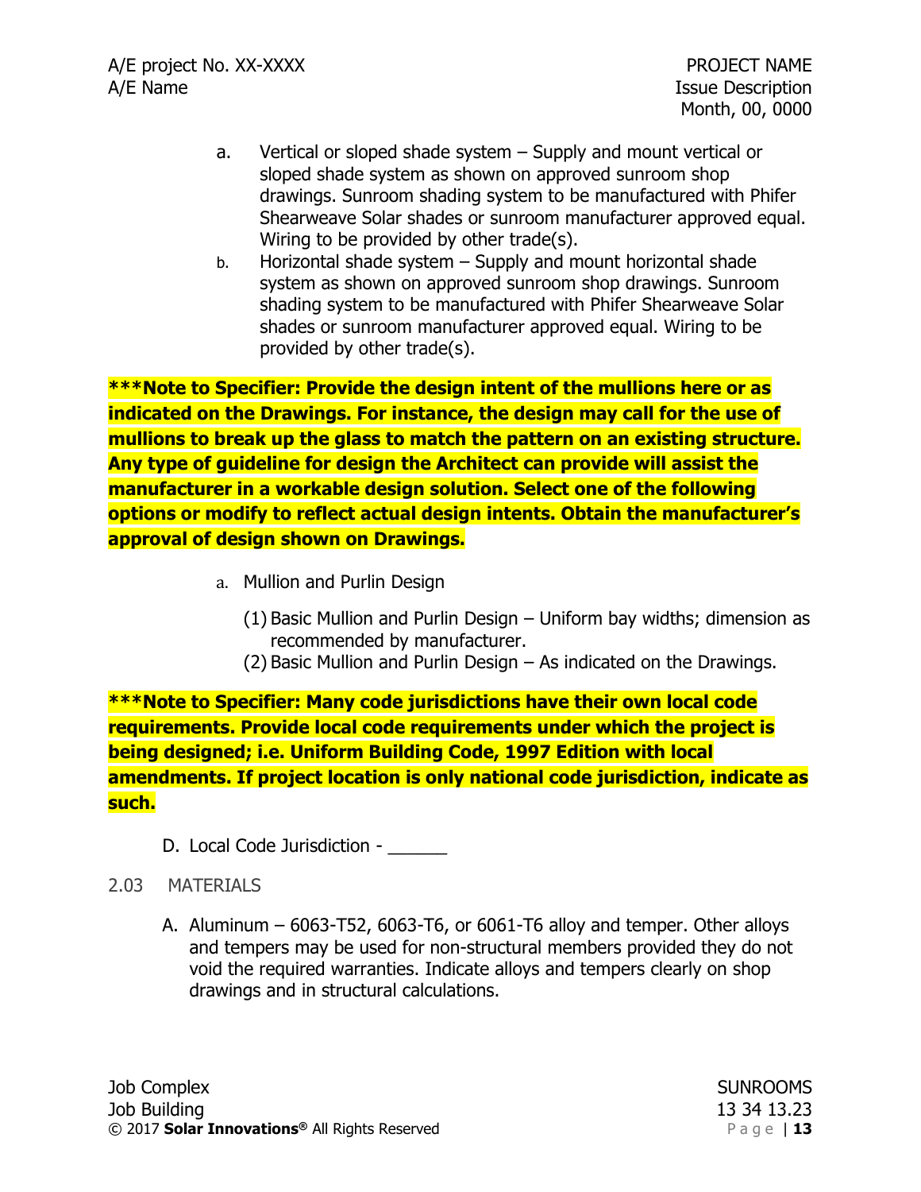a. Vertical or sloped shade system – Supply and mount vertical or sloped shade system as shown on approved sunroom shop drawings. Sunroom shading system to be manufactured with Phifer Shearweave Solar shades or sunroom manufacturer approved equal. Wiring to be provided by other trade(s).
b. Horizontal shade system – Supply and mount horizontal shade system as shown on approved sunroom shop drawings. Sunroom shading system to be manufactured with Phifer Shearweave Solar shades or sunroom manufacturer approved equal. Wiring to be provided by other trade(s).

**\*\*\*Note to Specifier: Provide the design intent of the mullions here or as indicated on the Drawings. For instance, the design may call for the use of mullions to break up the glass to match the pattern on an existing structure. Any type of guideline for design the Architect can provide will assist the manufacturer in a workable design solution. Select one of the following options or modify to reflect actual design intents. Obtain the manufacturer's approval of design shown on Drawings.**

a. Mullion and Purlin Design
   (1) Basic Mullion and Purlin Design – Uniform bay widths; dimension as recommended by manufacturer.
   (2) Basic Mullion and Purlin Design – As indicated on the Drawings.

**\*\*\*Note to Specifier: Many code jurisdictions have their own local code requirements. Provide local code requirements under which the project is being designed; i.e. Uniform Building Code, 1997 Edition with local amendments. If project location is only national code jurisdiction, indicate as such.**

D. Local Code Jurisdiction - ______

2.03 MATERIALS

A. Aluminum – 6063-T52, 6063-T6, or 6061-T6 alloy and temper. Other alloys and tempers may be used for non-structural members provided they do not void the required warranties. Indicate alloys and tempers clearly on shop drawings and in structural calculations.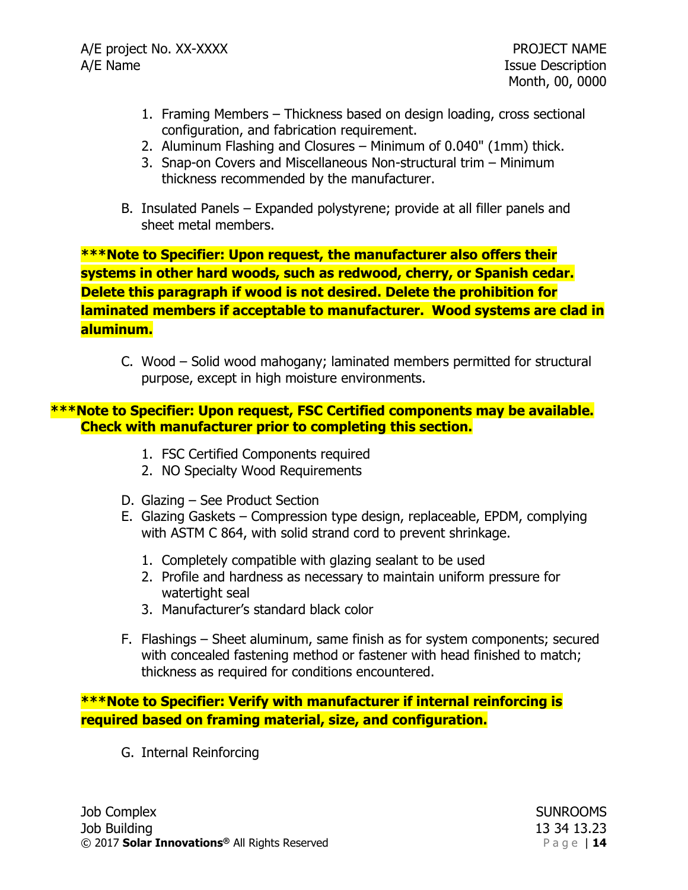1. Framing Members – Thickness based on design loading, cross sectional configuration, and fabrication requirement.
2. Aluminum Flashing and Closures – Minimum of 0.040" (1mm) thick.
3. Snap-on Covers and Miscellaneous Non-structural trim – Minimum thickness recommended by the manufacturer.

B. Insulated Panels – Expanded polystyrene; provide at all filler panels and sheet metal members.

**\*\*\*Note to Specifier: Upon request, the manufacturer also offers their systems in other hard woods, such as redwood, cherry, or Spanish cedar. Delete this paragraph if wood is not desired. Delete the prohibition for laminated members if acceptable to manufacturer. Wood systems are clad in aluminum.**

C. Wood – Solid wood mahogany; laminated members permitted for structural purpose, except in high moisture environments.

**\*\*\*Note to Specifier: Upon request, FSC Certified components may be available. Check with manufacturer prior to completing this section.**

1. FSC Certified Components required
2. NO Specialty Wood Requirements

D. Glazing – See Product Section

E. Glazing Gaskets – Compression type design, replaceable, EPDM, complying with ASTM C 864, with solid strand cord to prevent shrinkage.

1. Completely compatible with glazing sealant to be used
2. Profile and hardness as necessary to maintain uniform pressure for watertight seal
3. Manufacturer's standard black color

F. Flashings – Sheet aluminum, same finish as for system components; secured with concealed fastening method or fastener with head finished to match; thickness as required for conditions encountered.

**\*\*\*Note to Specifier: Verify with manufacturer if internal reinforcing is required based on framing material, size, and configuration.**

G. Internal Reinforcing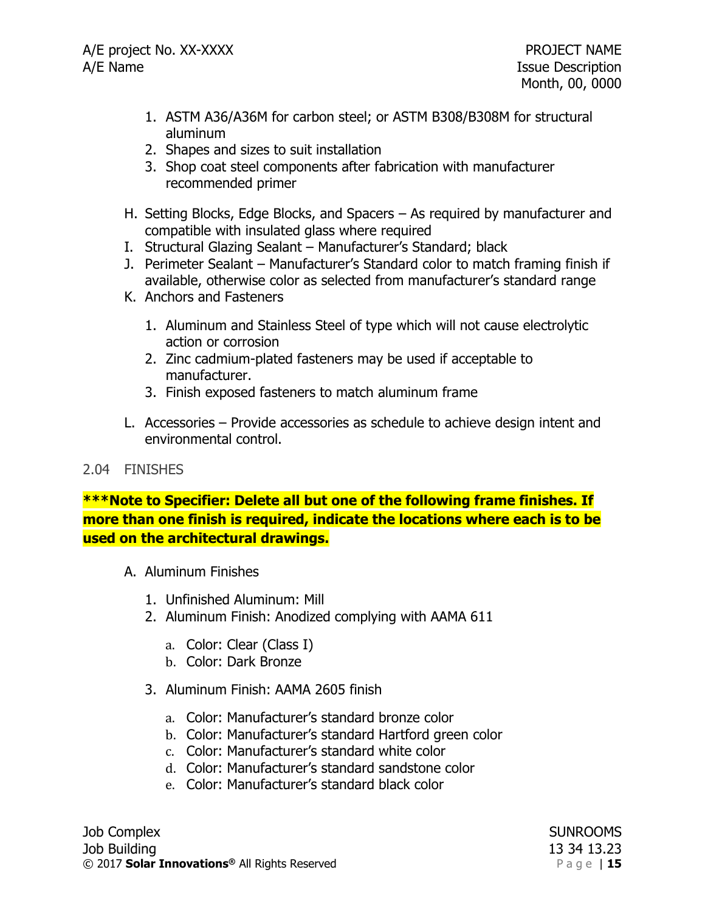1. ASTM A36/A36M for carbon steel; or ASTM B308/B308M for structural aluminum
2. Shapes and sizes to suit installation
3. Shop coat steel components after fabrication with manufacturer recommended primer

H. Setting Blocks, Edge Blocks, and Spacers – As required by manufacturer and compatible with insulated glass where required

I. Structural Glazing Sealant – Manufacturer's Standard; black

J. Perimeter Sealant – Manufacturer's Standard color to match framing finish if available, otherwise color as selected from manufacturer's standard range

K. Anchors and Fasteners

1. Aluminum and Stainless Steel of type which will not cause electrolytic action or corrosion
2. Zinc cadmium-plated fasteners may be used if acceptable to manufacturer.
3. Finish exposed fasteners to match aluminum frame

L. Accessories – Provide accessories as schedule to achieve design intent and environmental control.

## 2.04 FINISHES

**\*\*\*Note to Specifier: Delete all but one of the following frame finishes. If more than one finish is required, indicate the locations where each is to be used on the architectural drawings.**

A. Aluminum Finishes

1. Unfinished Aluminum: Mill
2. Aluminum Finish: Anodized complying with AAMA 611
   a. Color: Clear (Class I)
   b. Color: Dark Bronze
3. Aluminum Finish: AAMA 2605 finish
   a. Color: Manufacturer's standard bronze color
   b. Color: Manufacturer's standard Hartford green color
   c. Color: Manufacturer's standard white color
   d. Color: Manufacturer's standard sandstone color
   e. Color: Manufacturer's standard black color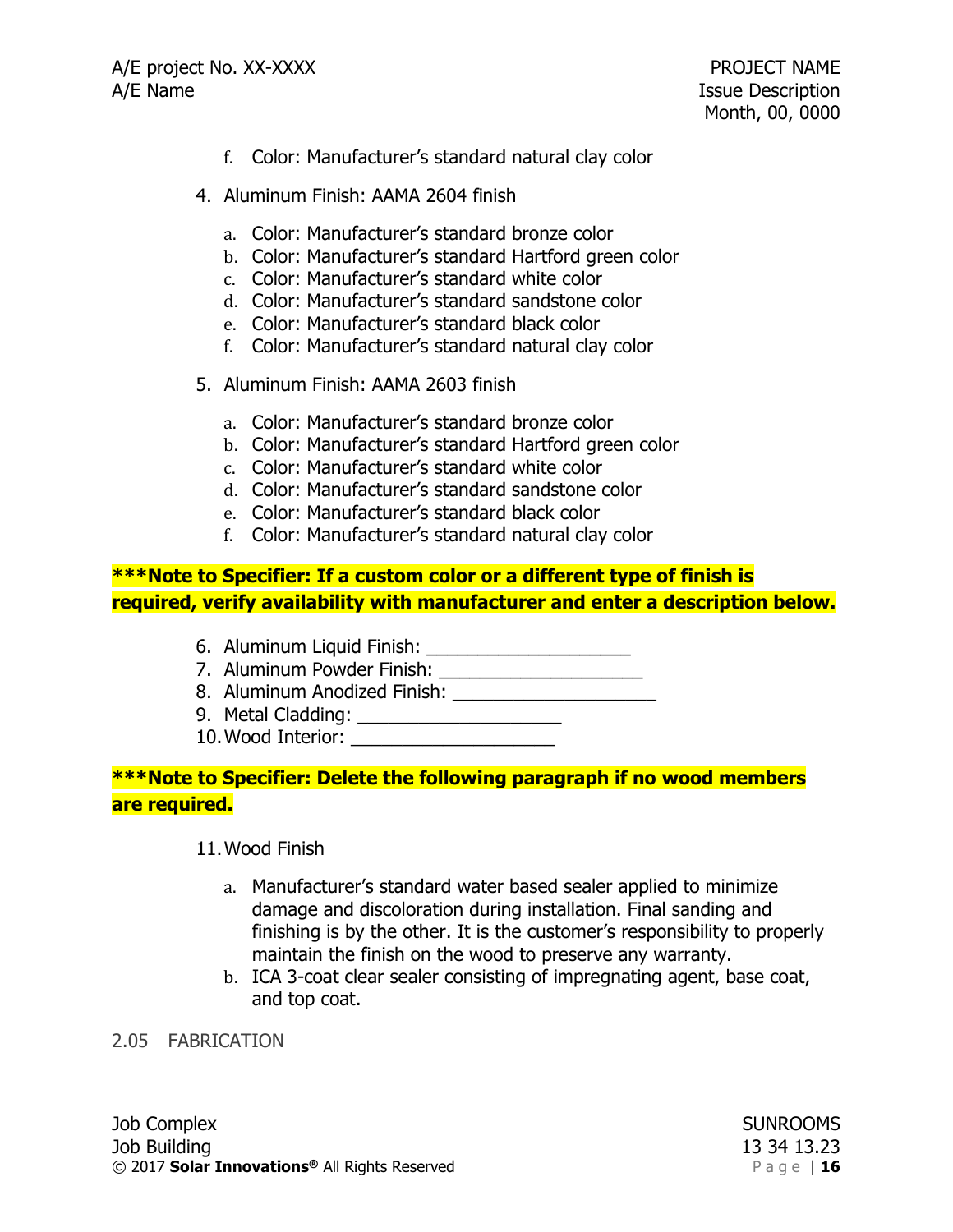f. Color: Manufacturer's standard natural clay color

4. Aluminum Finish: AAMA 2604 finish

   a. Color: Manufacturer's standard bronze color
   b. Color: Manufacturer's standard Hartford green color
   c. Color: Manufacturer's standard white color
   d. Color: Manufacturer's standard sandstone color
   e. Color: Manufacturer's standard black color
   f. Color: Manufacturer's standard natural clay color

5. Aluminum Finish: AAMA 2603 finish

   a. Color: Manufacturer's standard bronze color
   b. Color: Manufacturer's standard Hartford green color
   c. Color: Manufacturer's standard white color
   d. Color: Manufacturer's standard sandstone color
   e. Color: Manufacturer's standard black color
   f. Color: Manufacturer's standard natural clay color

**\*\*\*Note to Specifier: If a custom color or a different type of finish is required, verify availability with manufacturer and enter a description below.**

6. Aluminum Liquid Finish: ____________________
7. Aluminum Powder Finish: ____________________
8. Aluminum Anodized Finish: ____________________
9. Metal Cladding: ____________________
10. Wood Interior: ____________________

**\*\*\*Note to Specifier: Delete the following paragraph if no wood members are required.**

11. Wood Finish

    a. Manufacturer's standard water based sealer applied to minimize damage and discoloration during installation. Final sanding and finishing is by the other. It is the customer's responsibility to properly maintain the finish on the wood to preserve any warranty.
    b. ICA 3-coat clear sealer consisting of impregnating agent, base coat, and top coat.

## 2.05 FABRICATION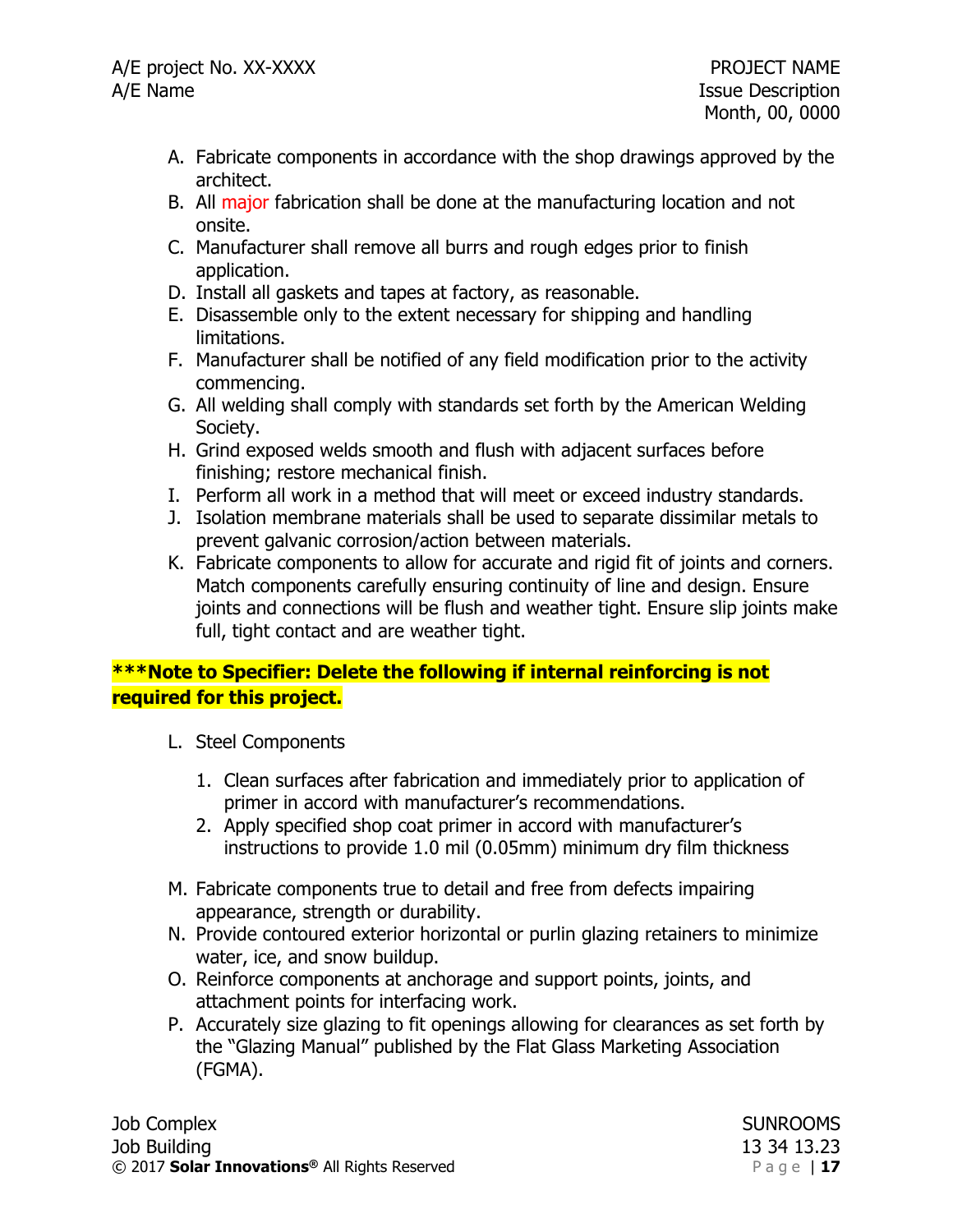A. Fabricate components in accordance with the shop drawings approved by the architect.
B. All major fabrication shall be done at the manufacturing location and not onsite.
C. Manufacturer shall remove all burrs and rough edges prior to finish application.
D. Install all gaskets and tapes at factory, as reasonable.
E. Disassemble only to the extent necessary for shipping and handling limitations.
F. Manufacturer shall be notified of any field modification prior to the activity commencing.
G. All welding shall comply with standards set forth by the American Welding Society.
H. Grind exposed welds smooth and flush with adjacent surfaces before finishing; restore mechanical finish.
I. Perform all work in a method that will meet or exceed industry standards.
J. Isolation membrane materials shall be used to separate dissimilar metals to prevent galvanic corrosion/action between materials.
K. Fabricate components to allow for accurate and rigid fit of joints and corners. Match components carefully ensuring continuity of line and design. Ensure joints and connections will be flush and weather tight. Ensure slip joints make full, tight contact and are weather tight.

**\*\*\*Note to Specifier: Delete the following if internal reinforcing is not required for this project.**

L. Steel Components
   1. Clean surfaces after fabrication and immediately prior to application of primer in accord with manufacturer's recommendations.
   2. Apply specified shop coat primer in accord with manufacturer's instructions to provide 1.0 mil (0.05mm) minimum dry film thickness
M. Fabricate components true to detail and free from defects impairing appearance, strength or durability.
N. Provide contoured exterior horizontal or purlin glazing retainers to minimize water, ice, and snow buildup.
O. Reinforce components at anchorage and support points, joints, and attachment points for interfacing work.
P. Accurately size glazing to fit openings allowing for clearances as set forth by the "Glazing Manual" published by the Flat Glass Marketing Association (FGMA).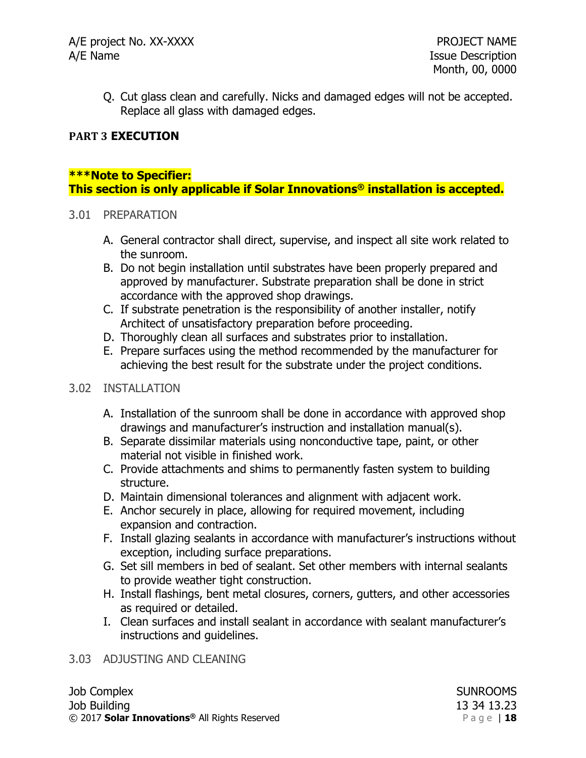Q. Cut glass clean and carefully. Nicks and damaged edges will not be accepted. Replace all glass with damaged edges.

## PART 3 EXECUTION

**\*\*\*Note to Specifier:**
**This section is only applicable if Solar Innovations® installation is accepted.**

### 3.01 PREPARATION

A. General contractor shall direct, supervise, and inspect all site work related to the sunroom.
B. Do not begin installation until substrates have been properly prepared and approved by manufacturer. Substrate preparation shall be done in strict accordance with the approved shop drawings.
C. If substrate penetration is the responsibility of another installer, notify Architect of unsatisfactory preparation before proceeding.
D. Thoroughly clean all surfaces and substrates prior to installation.
E. Prepare surfaces using the method recommended by the manufacturer for achieving the best result for the substrate under the project conditions.

### 3.02 INSTALLATION

A. Installation of the sunroom shall be done in accordance with approved shop drawings and manufacturer's instruction and installation manual(s).
B. Separate dissimilar materials using nonconductive tape, paint, or other material not visible in finished work.
C. Provide attachments and shims to permanently fasten system to building structure.
D. Maintain dimensional tolerances and alignment with adjacent work.
E. Anchor securely in place, allowing for required movement, including expansion and contraction.
F. Install glazing sealants in accordance with manufacturer's instructions without exception, including surface preparations.
G. Set sill members in bed of sealant. Set other members with internal sealants to provide weather tight construction.
H. Install flashings, bent metal closures, corners, gutters, and other accessories as required or detailed.
I. Clean surfaces and install sealant in accordance with sealant manufacturer's instructions and guidelines.

### 3.03 ADJUSTING AND CLEANING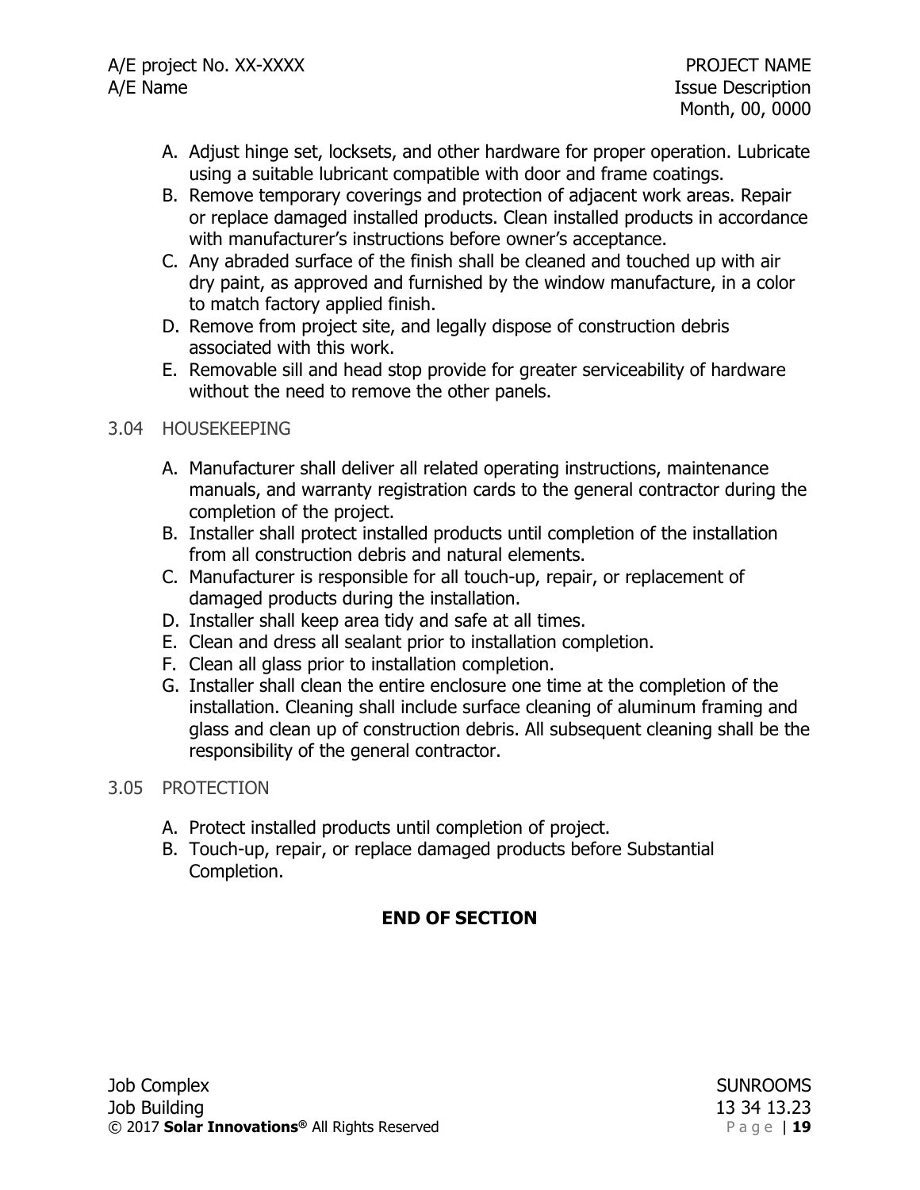A. Adjust hinge set, locksets, and other hardware for proper operation. Lubricate using a suitable lubricant compatible with door and frame coatings.
B. Remove temporary coverings and protection of adjacent work areas. Repair or replace damaged installed products. Clean installed products in accordance with manufacturer's instructions before owner's acceptance.
C. Any abraded surface of the finish shall be cleaned and touched up with air dry paint, as approved and furnished by the window manufacture, in a color to match factory applied finish.
D. Remove from project site, and legally dispose of construction debris associated with this work.
E. Removable sill and head stop provide for greater serviceability of hardware without the need to remove the other panels.

## 3.04 HOUSEKEEPING

A. Manufacturer shall deliver all related operating instructions, maintenance manuals, and warranty registration cards to the general contractor during the completion of the project.
B. Installer shall protect installed products until completion of the installation from all construction debris and natural elements.
C. Manufacturer is responsible for all touch-up, repair, or replacement of damaged products during the installation.
D. Installer shall keep area tidy and safe at all times.
E. Clean and dress all sealant prior to installation completion.
F. Clean all glass prior to installation completion.
G. Installer shall clean the entire enclosure one time at the completion of the installation. Cleaning shall include surface cleaning of aluminum framing and glass and clean up of construction debris. All subsequent cleaning shall be the responsibility of the general contractor.

## 3.05 PROTECTION

A. Protect installed products until completion of project.
B. Touch-up, repair, or replace damaged products before Substantial Completion.

**END OF SECTION**